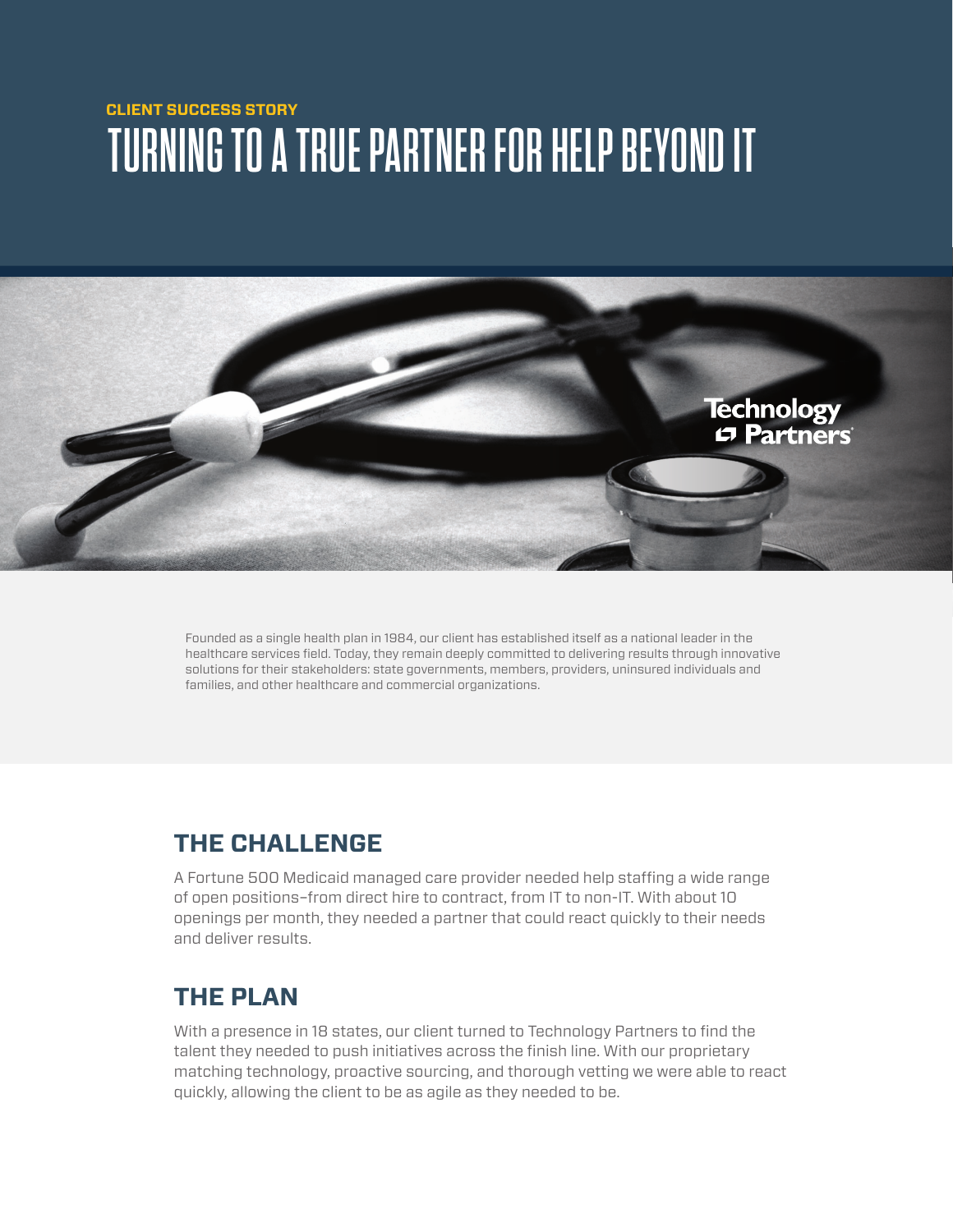**CLIENT SUCCESS STORY**

# TURNING TO A TRUE PARTNER FOR HELP BEYOND IT

Technology Partners

Founded as a single health plan in 1984, our client has established itself as a national leader in the healthcare services field. Today, they remain deeply committed to delivering results through innovative solutions for their stakeholders: state governments, members, providers, uninsured individuals and families, and other healthcare and commercial organizations.

## THE CHALLENGE

A Fortune 500 Medicaid managed care provider needed help staffing a wide range of open positions–from direct hire to contract, from IT to non-IT. With about 10 openings per month, they needed a partner that could react quickly to their needs and deliver results.

## THE PLAN

With a presence in 18 states, our client turned to Technology Partners to find the talent they needed to push initiatives across the finish line. With our proprietary matching technology, proactive sourcing, and thorough vetting we were able to react quickly, allowing the client to be as agile as they needed to be.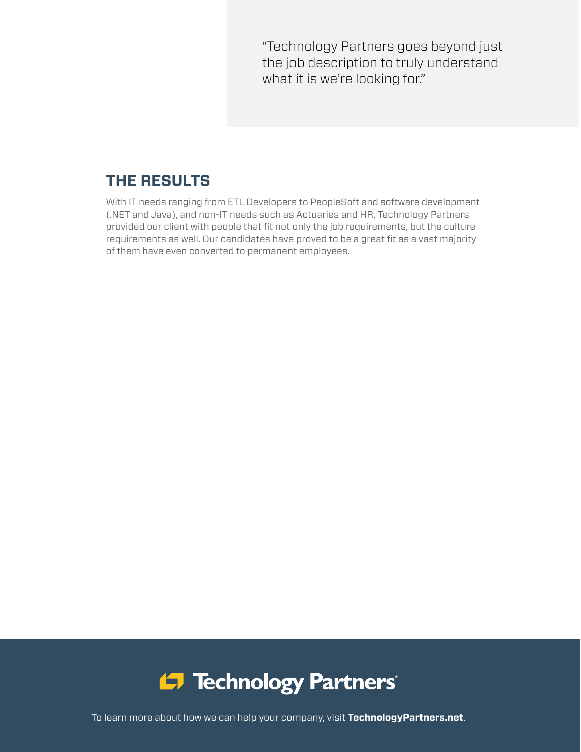> "Technology Partners goes beyond just the job description to truly understand what it is we're looking for."

## THE RESULTS

With IT needs ranging from ETL Developers to PeopleSoft and software development (.NET and Java), and non-IT needs such as Actuaries and HR, Technology Partners provided our client with people that fit not only the job requirements, but the culture requirements as well. Our candidates have proved to be a great fit as a vast majority of them have even converted to permanent employees.

Technology Partners®

To learn more about how we can help your company, visit **TechnologyPartners.net**.